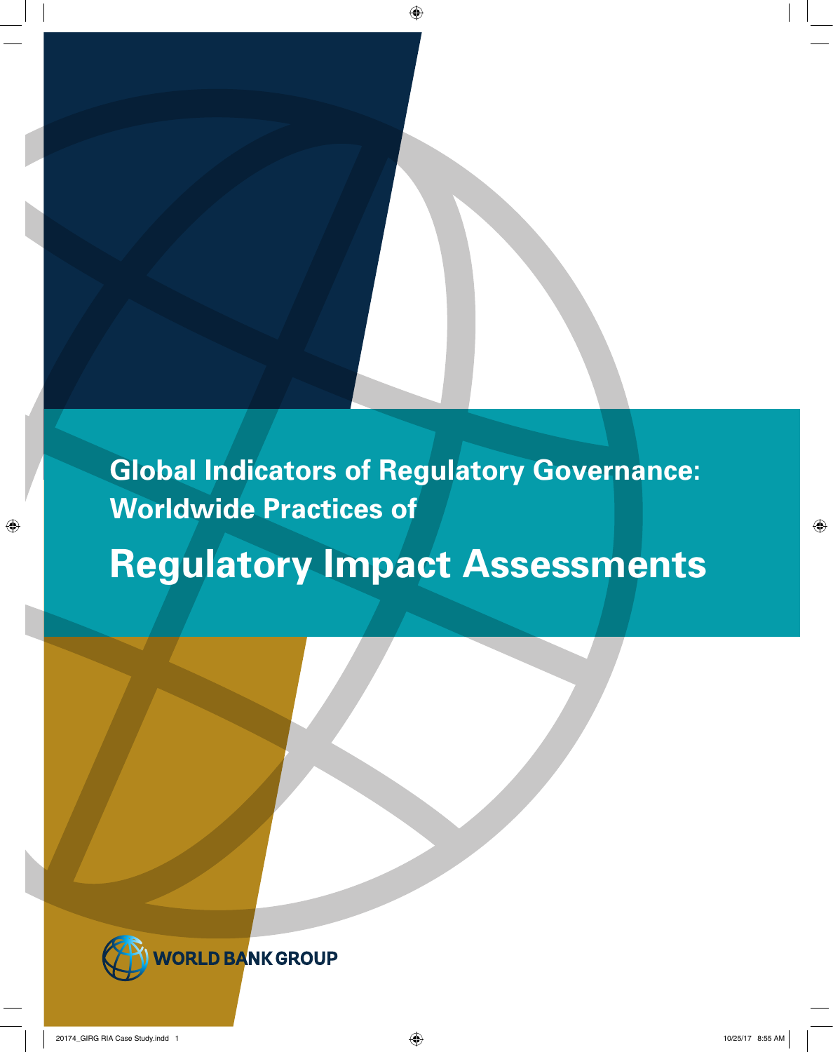# Global Indicators of Regulatory Governance: Worldwide Practices of

# Regulatory Impact Assessments

WORLD BANK GROUP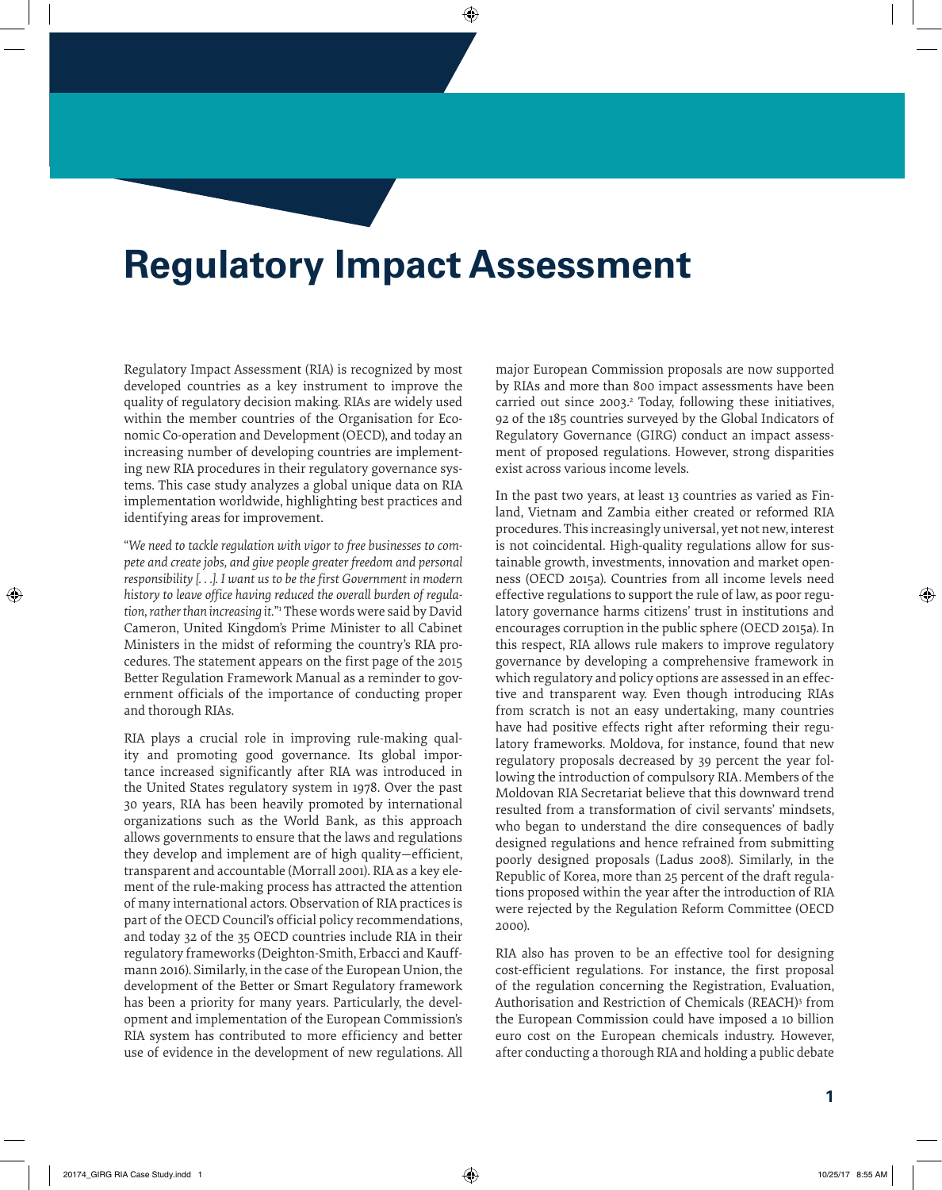# Regulatory Impact Assessment

Regulatory Impact Assessment (RIA) is recognized by most developed countries as a key instrument to improve the quality of regulatory decision making. RIAs are widely used within the member countries of the Organisation for Economic Co-operation and Development (OECD), and today an increasing number of developing countries are implementing new RIA procedures in their regulatory governance systems. This case study analyzes a global unique data on RIA implementation worldwide, highlighting best practices and identifying areas for improvement.

"*We need to tackle regulation with vigor to free businesses to compete and create jobs, and give people greater freedom and personal responsibility [. . .]. I want us to be the first Government in modern history to leave office having reduced the overall burden of regulation, rather than increasing it.*"[1] These words were said by David Cameron, United Kingdom's Prime Minister to all Cabinet Ministers in the midst of reforming the country's RIA procedures. The statement appears on the first page of the 2015 Better Regulation Framework Manual as a reminder to government officials of the importance of conducting proper and thorough RIAs.

RIA plays a crucial role in improving rule-making quality and promoting good governance. Its global importance increased significantly after RIA was introduced in the United States regulatory system in 1978. Over the past 30 years, RIA has been heavily promoted by international organizations such as the World Bank, as this approach allows governments to ensure that the laws and regulations they develop and implement are of high quality—efficient, transparent and accountable (Morrall 2001). RIA as a key element of the rule-making process has attracted the attention of many international actors. Observation of RIA practices is part of the OECD Council's official policy recommendations, and today 32 of the 35 OECD countries include RIA in their regulatory frameworks (Deighton-Smith, Erbacci and Kauffmann 2016). Similarly, in the case of the European Union, the development of the Better or Smart Regulatory framework has been a priority for many years. Particularly, the development and implementation of the European Commission's RIA system has contributed to more efficiency and better use of evidence in the development of new regulations. All major European Commission proposals are now supported by RIAs and more than 800 impact assessments have been carried out since 2003.[2] Today, following these initiatives, 92 of the 185 countries surveyed by the Global Indicators of Regulatory Governance (GIRG) conduct an impact assessment of proposed regulations. However, strong disparities exist across various income levels.

In the past two years, at least 13 countries as varied as Finland, Vietnam and Zambia either created or reformed RIA procedures. This increasingly universal, yet not new, interest is not coincidental. High-quality regulations allow for sustainable growth, investments, innovation and market openness (OECD 2015a). Countries from all income levels need effective regulations to support the rule of law, as poor regulatory governance harms citizens' trust in institutions and encourages corruption in the public sphere (OECD 2015a). In this respect, RIA allows rule makers to improve regulatory governance by developing a comprehensive framework in which regulatory and policy options are assessed in an effective and transparent way. Even though introducing RIAs from scratch is not an easy undertaking, many countries have had positive effects right after reforming their regulatory frameworks. Moldova, for instance, found that new regulatory proposals decreased by 39 percent the year following the introduction of compulsory RIA. Members of the Moldovan RIA Secretariat believe that this downward trend resulted from a transformation of civil servants' mindsets, who began to understand the dire consequences of badly designed regulations and hence refrained from submitting poorly designed proposals (Ladus 2008). Similarly, in the Republic of Korea, more than 25 percent of the draft regulations proposed within the year after the introduction of RIA were rejected by the Regulation Reform Committee (OECD 2000).

RIA also has proven to be an effective tool for designing cost-efficient regulations. For instance, the first proposal of the regulation concerning the Registration, Evaluation, Authorisation and Restriction of Chemicals (REACH)[3] from the European Commission could have imposed a 10 billion euro cost on the European chemicals industry. However, after conducting a thorough RIA and holding a public debate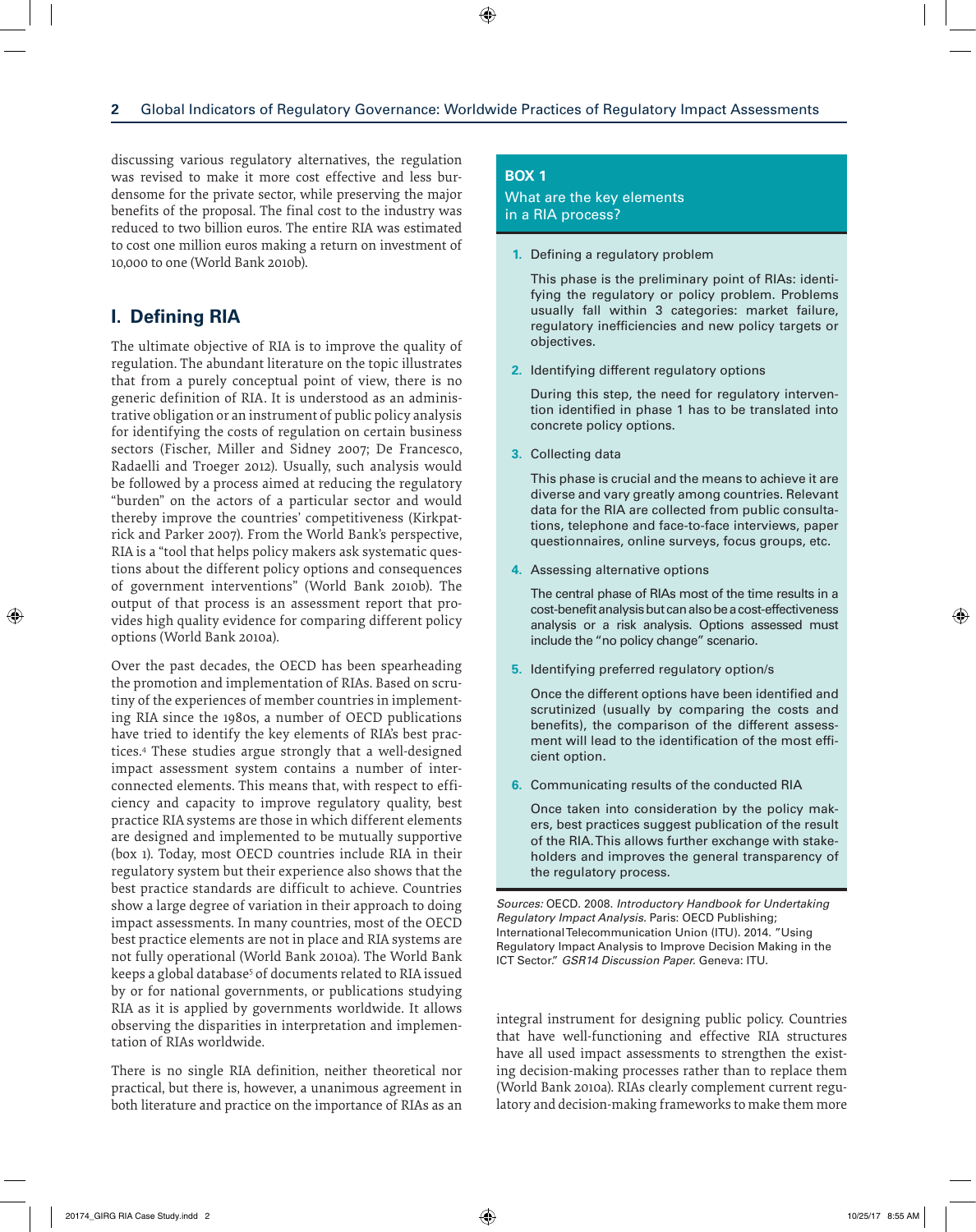discussing various regulatory alternatives, the regulation was revised to make it more cost effective and less burdensome for the private sector, while preserving the major benefits of the proposal. The final cost to the industry was reduced to two billion euros. The entire RIA was estimated to cost one million euros making a return on investment of 10,000 to one (World Bank 2010b).

## I. Defining RIA

The ultimate objective of RIA is to improve the quality of regulation. The abundant literature on the topic illustrates that from a purely conceptual point of view, there is no generic definition of RIA. It is understood as an administrative obligation or an instrument of public policy analysis for identifying the costs of regulation on certain business sectors (Fischer, Miller and Sidney 2007; De Francesco, Radaelli and Troeger 2012). Usually, such analysis would be followed by a process aimed at reducing the regulatory "burden" on the actors of a particular sector and would thereby improve the countries' competitiveness (Kirkpatrick and Parker 2007). From the World Bank's perspective, RIA is a "tool that helps policy makers ask systematic questions about the different policy options and consequences of government interventions" (World Bank 2010b). The output of that process is an assessment report that provides high quality evidence for comparing different policy options (World Bank 2010a).

Over the past decades, the OECD has been spearheading the promotion and implementation of RIAs. Based on scrutiny of the experiences of member countries in implementing RIA since the 1980s, a number of OECD publications have tried to identify the key elements of RIA's best practices.[4] These studies argue strongly that a well-designed impact assessment system contains a number of interconnected elements. This means that, with respect to efficiency and capacity to improve regulatory quality, best practice RIA systems are those in which different elements are designed and implemented to be mutually supportive (box 1). Today, most OECD countries include RIA in their regulatory system but their experience also shows that the best practice standards are difficult to achieve. Countries show a large degree of variation in their approach to doing impact assessments. In many countries, most of the OECD best practice elements are not in place and RIA systems are not fully operational (World Bank 2010a). The World Bank keeps a global database[5] of documents related to RIA issued by or for national governments, or publications studying RIA as it is applied by governments worldwide. It allows observing the disparities in interpretation and implementation of RIAs worldwide.

There is no single RIA definition, neither theoretical nor practical, but there is, however, a unanimous agreement in both literature and practice on the importance of RIAs as an integral instrument for designing public policy. Countries that have well-functioning and effective RIA structures have all used impact assessments to strengthen the existing decision-making processes rather than to replace them (World Bank 2010a). RIAs clearly complement current regulatory and decision-making frameworks to make them more

---

**BOX 1**

**What are the key elements in a RIA process?**

1. Defining a regulatory problem

   This phase is the preliminary point of RIAs: identifying the regulatory or policy problem. Problems usually fall within 3 categories: market failure, regulatory inefficiencies and new policy targets or objectives.

2. Identifying different regulatory options

   During this step, the need for regulatory intervention identified in phase 1 has to be translated into concrete policy options.

3. Collecting data

   This phase is crucial and the means to achieve it are diverse and vary greatly among countries. Relevant data for the RIA are collected from public consultations, telephone and face-to-face interviews, paper questionnaires, online surveys, focus groups, etc.

4. Assessing alternative options

   The central phase of RIAs most of the time results in a cost-benefit analysis but can also be a cost-effectiveness analysis or a risk analysis. Options assessed must include the "no policy change" scenario.

5. Identifying preferred regulatory option/s

   Once the different options have been identified and scrutinized (usually by comparing the costs and benefits), the comparison of the different assessment will lead to the identification of the most efficient option.

6. Communicating results of the conducted RIA

   Once taken into consideration by the policy makers, best practices suggest publication of the result of the RIA. This allows further exchange with stakeholders and improves the general transparency of the regulatory process.

*Sources:* OECD. 2008. *Introductory Handbook for Undertaking Regulatory Impact Analysis*. Paris: OECD Publishing; International Telecommunication Union (ITU). 2014. "Using Regulatory Impact Analysis to Improve Decision Making in the ICT Sector." *GSR14 Discussion Paper*. Geneva: ITU.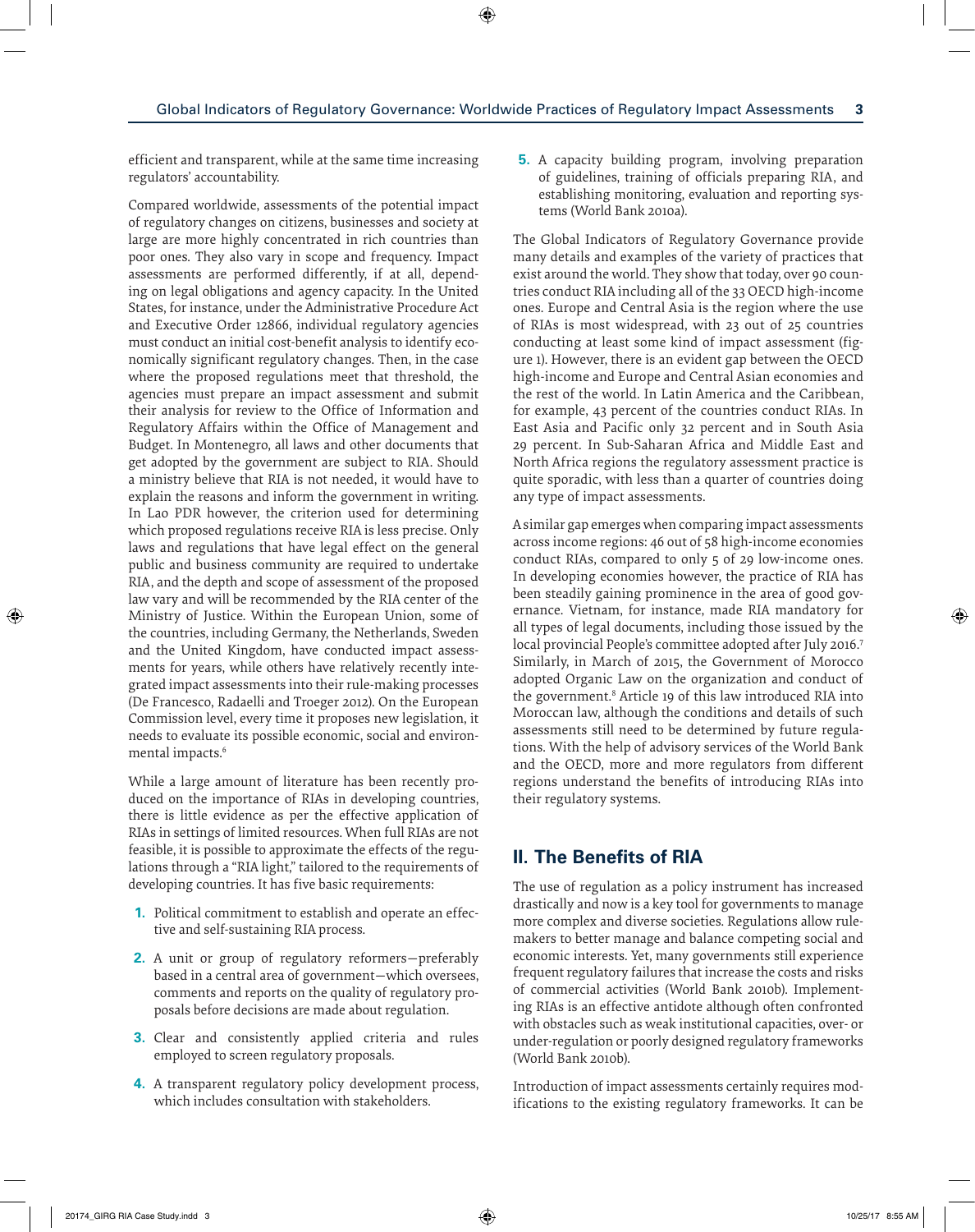efficient and transparent, while at the same time increasing regulators' accountability.

Compared worldwide, assessments of the potential impact of regulatory changes on citizens, businesses and society at large are more highly concentrated in rich countries than poor ones. They also vary in scope and frequency. Impact assessments are performed differently, if at all, depending on legal obligations and agency capacity. In the United States, for instance, under the Administrative Procedure Act and Executive Order 12866, individual regulatory agencies must conduct an initial cost-benefit analysis to identify economically significant regulatory changes. Then, in the case where the proposed regulations meet that threshold, the agencies must prepare an impact assessment and submit their analysis for review to the Office of Information and Regulatory Affairs within the Office of Management and Budget. In Montenegro, all laws and other documents that get adopted by the government are subject to RIA. Should a ministry believe that RIA is not needed, it would have to explain the reasons and inform the government in writing. In Lao PDR however, the criterion used for determining which proposed regulations receive RIA is less precise. Only laws and regulations that have legal effect on the general public and business community are required to undertake RIA, and the depth and scope of assessment of the proposed law vary and will be recommended by the RIA center of the Ministry of Justice. Within the European Union, some of the countries, including Germany, the Netherlands, Sweden and the United Kingdom, have conducted impact assessments for years, while others have relatively recently integrated impact assessments into their rule-making processes (De Francesco, Radaelli and Troeger 2012). On the European Commission level, every time it proposes new legislation, it needs to evaluate its possible economic, social and environmental impacts.[6]

While a large amount of literature has been recently produced on the importance of RIAs in developing countries, there is little evidence as per the effective application of RIAs in settings of limited resources. When full RIAs are not feasible, it is possible to approximate the effects of the regulations through a "RIA light," tailored to the requirements of developing countries. It has five basic requirements:

1. Political commitment to establish and operate an effective and self-sustaining RIA process.
2. A unit or group of regulatory reformers—preferably based in a central area of government—which oversees, comments and reports on the quality of regulatory proposals before decisions are made about regulation.
3. Clear and consistently applied criteria and rules employed to screen regulatory proposals.
4. A transparent regulatory policy development process, which includes consultation with stakeholders.
5. A capacity building program, involving preparation of guidelines, training of officials preparing RIA, and establishing monitoring, evaluation and reporting systems (World Bank 2010a).

The Global Indicators of Regulatory Governance provide many details and examples of the variety of practices that exist around the world. They show that today, over 90 countries conduct RIA including all of the 33 OECD high-income ones. Europe and Central Asia is the region where the use of RIAs is most widespread, with 23 out of 25 countries conducting at least some kind of impact assessment (figure 1). However, there is an evident gap between the OECD high-income and Europe and Central Asian economies and the rest of the world. In Latin America and the Caribbean, for example, 43 percent of the countries conduct RIAs. In East Asia and Pacific only 32 percent and in South Asia 29 percent. In Sub-Saharan Africa and Middle East and North Africa regions the regulatory assessment practice is quite sporadic, with less than a quarter of countries doing any type of impact assessments.

A similar gap emerges when comparing impact assessments across income regions: 46 out of 58 high-income economies conduct RIAs, compared to only 5 of 29 low-income ones. In developing economies however, the practice of RIA has been steadily gaining prominence in the area of good governance. Vietnam, for instance, made RIA mandatory for all types of legal documents, including those issued by the local provincial People's committee adopted after July 2016.[7] Similarly, in March of 2015, the Government of Morocco adopted Organic Law on the organization and conduct of the government.[8] Article 19 of this law introduced RIA into Moroccan law, although the conditions and details of such assessments still need to be determined by future regulations. With the help of advisory services of the World Bank and the OECD, more and more regulators from different regions understand the benefits of introducing RIAs into their regulatory systems.

## II. The Benefits of RIA

The use of regulation as a policy instrument has increased drastically and now is a key tool for governments to manage more complex and diverse societies. Regulations allow rulemakers to better manage and balance competing social and economic interests. Yet, many governments still experience frequent regulatory failures that increase the costs and risks of commercial activities (World Bank 2010b). Implementing RIAs is an effective antidote although often confronted with obstacles such as weak institutional capacities, over- or under-regulation or poorly designed regulatory frameworks (World Bank 2010b).

Introduction of impact assessments certainly requires modifications to the existing regulatory frameworks. It can be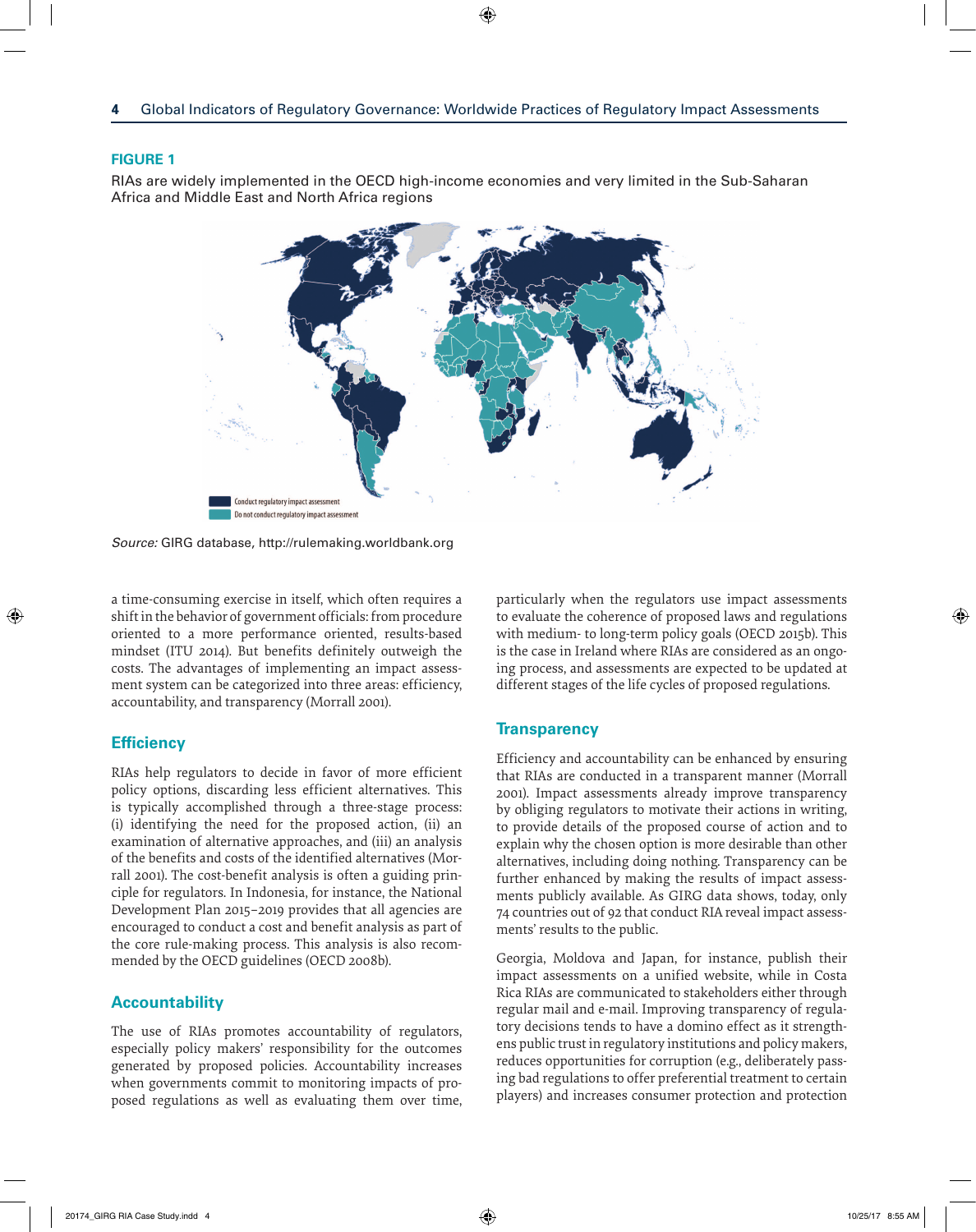**FIGURE 1**

RIAs are widely implemented in the OECD high-income economies and very limited in the Sub-Saharan Africa and Middle East and North Africa regions

Conduct regulatory impact assessment
Do not conduct regulatory impact assessment

*Source:* GIRG database, http://rulemaking.worldbank.org

a time-consuming exercise in itself, which often requires a shift in the behavior of government officials: from procedure oriented to a more performance oriented, results-based mindset (ITU 2014). But benefits definitely outweigh the costs. The advantages of implementing an impact assessment system can be categorized into three areas: efficiency, accountability, and transparency (Morrall 2001).

## Efficiency

RIAs help regulators to decide in favor of more efficient policy options, discarding less efficient alternatives. This is typically accomplished through a three-stage process: (i) identifying the need for the proposed action, (ii) an examination of alternative approaches, and (iii) an analysis of the benefits and costs of the identified alternatives (Morrall 2001). The cost-benefit analysis is often a guiding principle for regulators. In Indonesia, for instance, the National Development Plan 2015–2019 provides that all agencies are encouraged to conduct a cost and benefit analysis as part of the core rule-making process. This analysis is also recommended by the OECD guidelines (OECD 2008b).

## Accountability

The use of RIAs promotes accountability of regulators, especially policy makers' responsibility for the outcomes generated by proposed policies. Accountability increases when governments commit to monitoring impacts of proposed regulations as well as evaluating them over time, particularly when the regulators use impact assessments to evaluate the coherence of proposed laws and regulations with medium- to long-term policy goals (OECD 2015b). This is the case in Ireland where RIAs are considered as an ongoing process, and assessments are expected to be updated at different stages of the life cycles of proposed regulations.

## Transparency

Efficiency and accountability can be enhanced by ensuring that RIAs are conducted in a transparent manner (Morrall 2001). Impact assessments already improve transparency by obliging regulators to motivate their actions in writing, to provide details of the proposed course of action and to explain why the chosen option is more desirable than other alternatives, including doing nothing. Transparency can be further enhanced by making the results of impact assessments publicly available. As GIRG data shows, today, only 74 countries out of 92 that conduct RIA reveal impact assessments' results to the public.

Georgia, Moldova and Japan, for instance, publish their impact assessments on a unified website, while in Costa Rica RIAs are communicated to stakeholders either through regular mail and e-mail. Improving transparency of regulatory decisions tends to have a domino effect as it strengthens public trust in regulatory institutions and policy makers, reduces opportunities for corruption (e.g., deliberately passing bad regulations to offer preferential treatment to certain players) and increases consumer protection and protection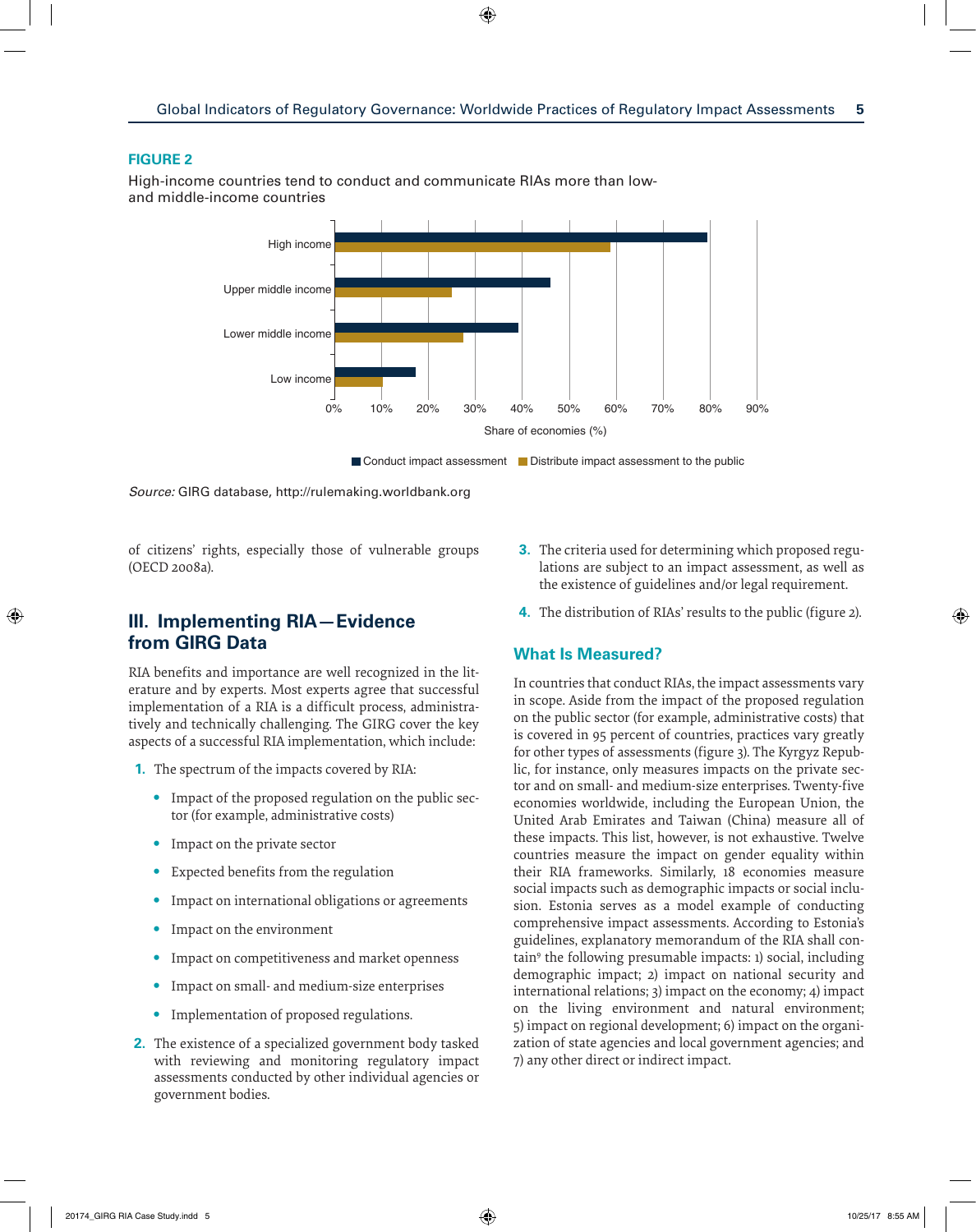**FIGURE 2**

High-income countries tend to conduct and communicate RIAs more than low- and middle-income countries

*Source:* GIRG database, http://rulemaking.worldbank.org

of citizens' rights, especially those of vulnerable groups (OECD 2008a).

## III. Implementing RIA—Evidence from GIRG Data

RIA benefits and importance are well recognized in the literature and by experts. Most experts agree that successful implementation of a RIA is a difficult process, administratively and technically challenging. The GIRG cover the key aspects of a successful RIA implementation, which include:

1. The spectrum of the impacts covered by RIA:
   - Impact of the proposed regulation on the public sector (for example, administrative costs)
   - Impact on the private sector
   - Expected benefits from the regulation
   - Impact on international obligations or agreements
   - Impact on the environment
   - Impact on competitiveness and market openness
   - Impact on small- and medium-size enterprises
   - Implementation of proposed regulations.
2. The existence of a specialized government body tasked with reviewing and monitoring regulatory impact assessments conducted by other individual agencies or government bodies.
3. The criteria used for determining which proposed regulations are subject to an impact assessment, as well as the existence of guidelines and/or legal requirement.
4. The distribution of RIAs' results to the public (figure 2).

### What Is Measured?

In countries that conduct RIAs, the impact assessments vary in scope. Aside from the impact of the proposed regulation on the public sector (for example, administrative costs) that is covered in 95 percent of countries, practices vary greatly for other types of assessments (figure 3). The Kyrgyz Republic, for instance, only measures impacts on the private sector and on small- and medium-size enterprises. Twenty-five economies worldwide, including the European Union, the United Arab Emirates and Taiwan (China) measure all of these impacts. This list, however, is not exhaustive. Twelve countries measure the impact on gender equality within their RIA frameworks. Similarly, 18 economies measure social impacts such as demographic impacts or social inclusion. Estonia serves as a model example of conducting comprehensive impact assessments. According to Estonia's guidelines, explanatory memorandum of the RIA shall contain[9] the following presumable impacts: 1) social, including demographic impact; 2) impact on national security and international relations; 3) impact on the economy; 4) impact on the living environment and natural environment; 5) impact on regional development; 6) impact on the organization of state agencies and local government agencies; and 7) any other direct or indirect impact.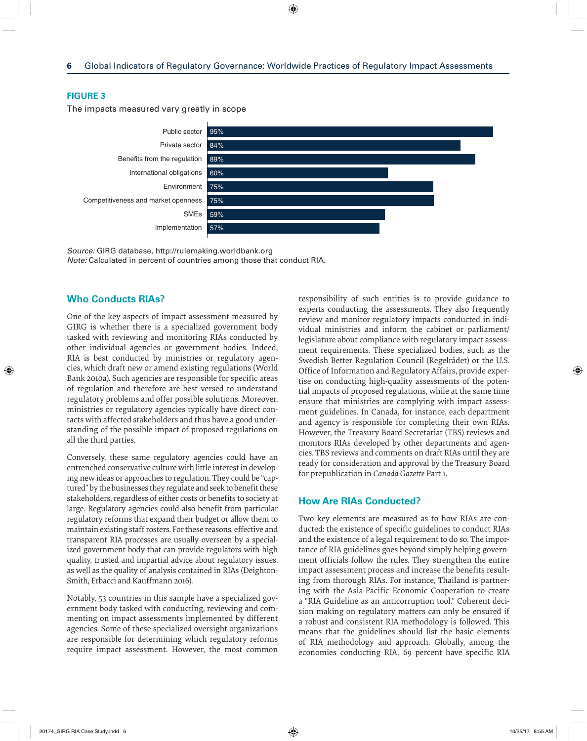**FIGURE 3**

The impacts measured vary greatly in scope

| Impact | Percent |
|---|---|
| Public sector | 95% |
| Private sector | 84% |
| Benefits from the regulation | 89% |
| International obligations | 60% |
| Environment | 75% |
| Competitiveness and market openness | 75% |
| SMEs | 59% |
| Implementation | 57% |

*Source:* GIRG database, http://rulemaking.worldbank.org
*Note:* Calculated in percent of countries among those that conduct RIA.

## Who Conducts RIAs?

One of the key aspects of impact assessment measured by GIRG is whether there is a specialized government body tasked with reviewing and monitoring RIAs conducted by other individual agencies or government bodies. Indeed, RIA is best conducted by ministries or regulatory agencies, which draft new or amend existing regulations (World Bank 2010a). Such agencies are responsible for specific areas of regulation and therefore are best versed to understand regulatory problems and offer possible solutions. Moreover, ministries or regulatory agencies typically have direct contacts with affected stakeholders and thus have a good understanding of the possible impact of proposed regulations on all the third parties.

Conversely, these same regulatory agencies could have an entrenched conservative culture with little interest in developing new ideas or approaches to regulation. They could be "captured" by the businesses they regulate and seek to benefit these stakeholders, regardless of either costs or benefits to society at large. Regulatory agencies could also benefit from particular regulatory reforms that expand their budget or allow them to maintain existing staff rosters. For these reasons, effective and transparent RIA processes are usually overseen by a specialized government body that can provide regulators with high quality, trusted and impartial advice about regulatory issues, as well as the quality of analysis contained in RIAs (Deighton-Smith, Erbacci and Kauffmann 2016).

Notably, 53 countries in this sample have a specialized government body tasked with conducting, reviewing and commenting on impact assessments implemented by different agencies. Some of these specialized oversight organizations are responsible for determining which regulatory reforms require impact assessment. However, the most common responsibility of such entities is to provide guidance to experts conducting the assessments. They also frequently review and monitor regulatory impacts conducted in individual ministries and inform the cabinet or parliament/legislature about compliance with regulatory impact assessment requirements. These specialized bodies, such as the Swedish Better Regulation Council (Regelrådet) or the U.S. Office of Information and Regulatory Affairs, provide expertise on conducting high-quality assessments of the potential impacts of proposed regulations, while at the same time ensure that ministries are complying with impact assessment guidelines. In Canada, for instance, each department and agency is responsible for completing their own RIAs. However, the Treasury Board Secretariat (TBS) reviews and monitors RIAs developed by other departments and agencies. TBS reviews and comments on draft RIAs until they are ready for consideration and approval by the Treasury Board for prepublication in *Canada Gazette* Part 1.

## How Are RIAs Conducted?

Two key elements are measured as to how RIAs are conducted: the existence of specific guidelines to conduct RIAs and the existence of a legal requirement to do so. The importance of RIA guidelines goes beyond simply helping government officials follow the rules. They strengthen the entire impact assessment process and increase the benefits resulting from thorough RIAs. For instance, Thailand is partnering with the Asia-Pacific Economic Cooperation to create a "RIA Guideline as an anticorruption tool." Coherent decision making on regulatory matters can only be ensured if a robust and consistent RIA methodology is followed. This means that the guidelines should list the basic elements of RIA methodology and approach. Globally, among the economies conducting RIA, 69 percent have specific RIA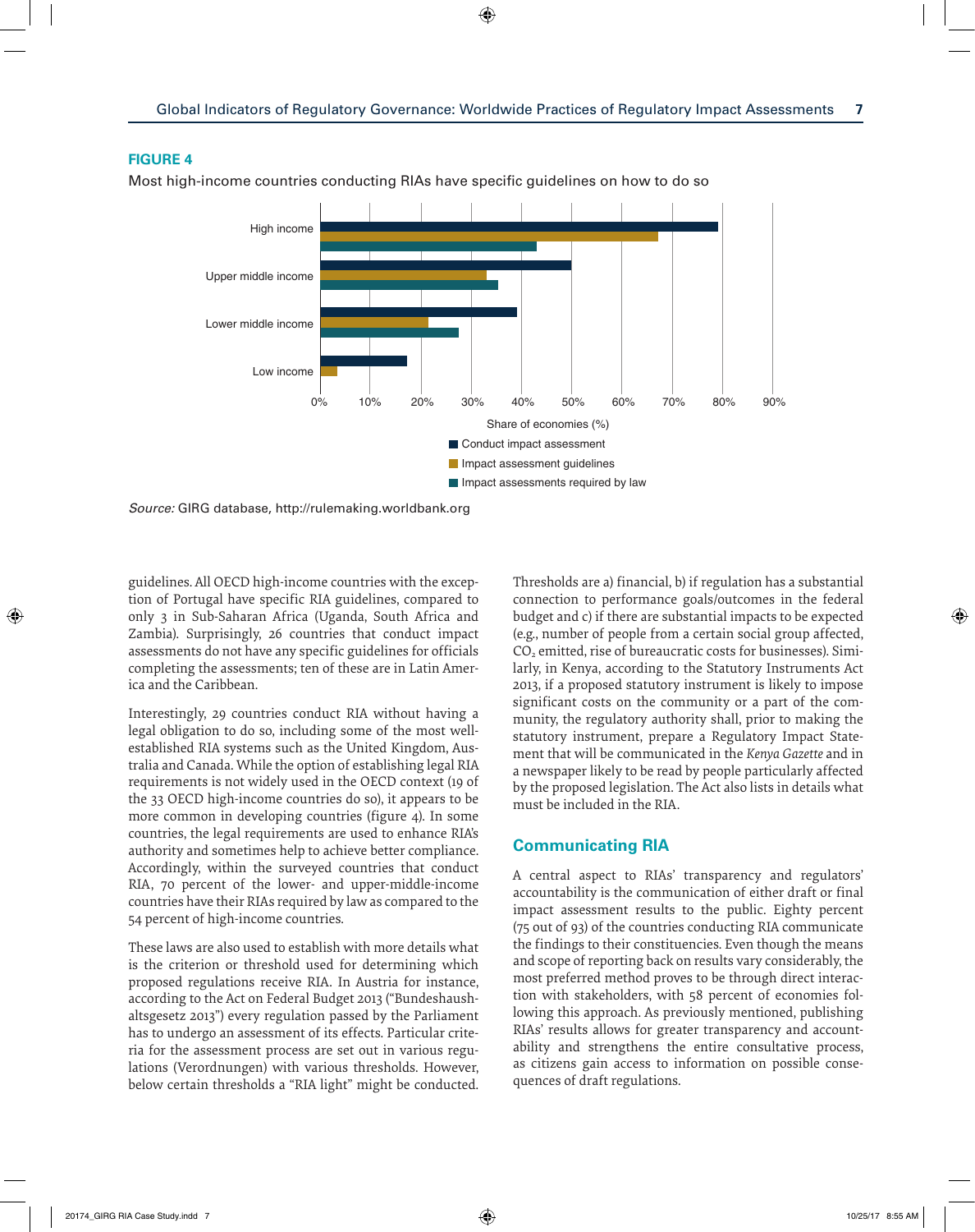**FIGURE 4**

Most high-income countries conducting RIAs have specific guidelines on how to do so

*Source:* GIRG database, http://rulemaking.worldbank.org

guidelines. All OECD high-income countries with the exception of Portugal have specific RIA guidelines, compared to only 3 in Sub-Saharan Africa (Uganda, South Africa and Zambia). Surprisingly, 26 countries that conduct impact assessments do not have any specific guidelines for officials completing the assessments; ten of these are in Latin America and the Caribbean.

Interestingly, 29 countries conduct RIA without having a legal obligation to do so, including some of the most well-established RIA systems such as the United Kingdom, Australia and Canada. While the option of establishing legal RIA requirements is not widely used in the OECD context (19 of the 33 OECD high-income countries do so), it appears to be more common in developing countries (figure 4). In some countries, the legal requirements are used to enhance RIA's authority and sometimes help to achieve better compliance. Accordingly, within the surveyed countries that conduct RIA, 70 percent of the lower- and upper-middle-income countries have their RIAs required by law as compared to the 54 percent of high-income countries.

These laws are also used to establish with more details what is the criterion or threshold used for determining which proposed regulations receive RIA. In Austria for instance, according to the Act on Federal Budget 2013 ("Bundeshaushaltsgesetz 2013") every regulation passed by the Parliament has to undergo an assessment of its effects. Particular criteria for the assessment process are set out in various regulations (Verordnungen) with various thresholds. However, below certain thresholds a "RIA light" might be conducted. Thresholds are a) financial, b) if regulation has a substantial connection to performance goals/outcomes in the federal budget and c) if there are substantial impacts to be expected (e.g., number of people from a certain social group affected, $CO_2$ emitted, rise of bureaucratic costs for businesses). Similarly, in Kenya, according to the Statutory Instruments Act 2013, if a proposed statutory instrument is likely to impose significant costs on the community or a part of the community, the regulatory authority shall, prior to making the statutory instrument, prepare a Regulatory Impact Statement that will be communicated in the *Kenya Gazette* and in a newspaper likely to be read by people particularly affected by the proposed legislation. The Act also lists in details what must be included in the RIA.

## Communicating RIA

A central aspect to RIAs' transparency and regulators' accountability is the communication of either draft or final impact assessment results to the public. Eighty percent (75 out of 93) of the countries conducting RIA communicate the findings to their constituencies. Even though the means and scope of reporting back on results vary considerably, the most preferred method proves to be through direct interaction with stakeholders, with 58 percent of economies following this approach. As previously mentioned, publishing RIAs' results allows for greater transparency and accountability and strengthens the entire consultative process, as citizens gain access to information on possible consequences of draft regulations.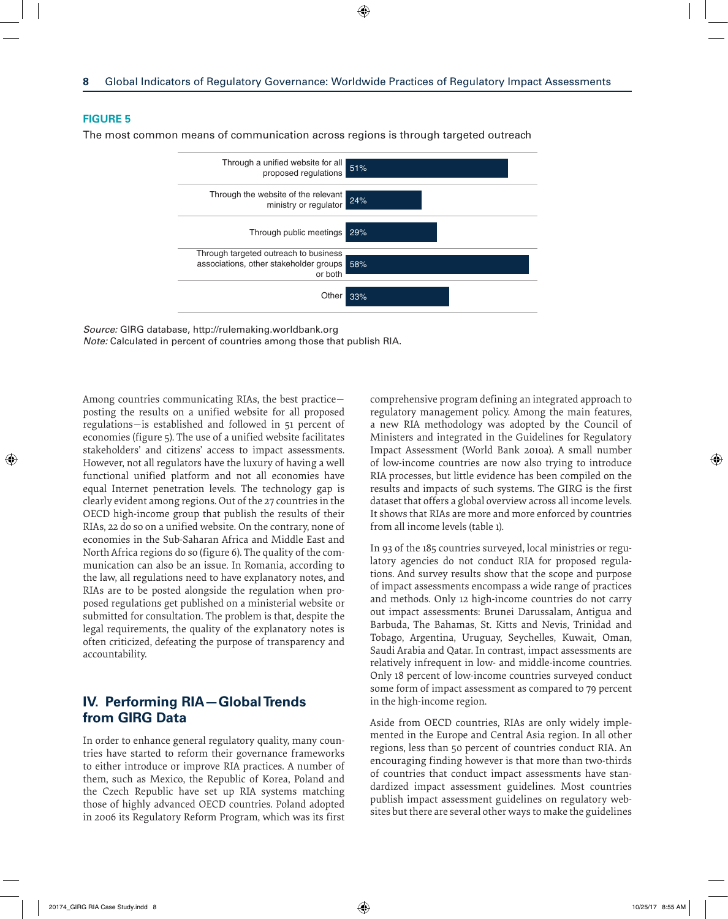**FIGURE 5**

The most common means of communication across regions is through targeted outreach

| Means of communication | Percent |
|---|---|
| Through a unified website for all proposed regulations | 51% |
| Through the website of the relevant ministry or regulator | 24% |
| Through public meetings | 29% |
| Through targeted outreach to business associations, other stakeholder groups or both | 58% |
| Other | 33% |

*Source:* GIRG database, http://rulemaking.worldbank.org
*Note:* Calculated in percent of countries among those that publish RIA.

Among countries communicating RIAs, the best practice—posting the results on a unified website for all proposed regulations—is established and followed in 51 percent of economies (figure 5). The use of a unified website facilitates stakeholders' and citizens' access to impact assessments. However, not all regulators have the luxury of having a well functional unified platform and not all economies have equal Internet penetration levels. The technology gap is clearly evident among regions. Out of the 27 countries in the OECD high-income group that publish the results of their RIAs, 22 do so on a unified website. On the contrary, none of economies in the Sub-Saharan Africa and Middle East and North Africa regions do so (figure 6). The quality of the communication can also be an issue. In Romania, according to the law, all regulations need to have explanatory notes, and RIAs are to be posted alongside the regulation when proposed regulations get published on a ministerial website or submitted for consultation. The problem is that, despite the legal requirements, the quality of the explanatory notes is often criticized, defeating the purpose of transparency and accountability.

## IV. Performing RIA—Global Trends from GIRG Data

In order to enhance general regulatory quality, many countries have started to reform their governance frameworks to either introduce or improve RIA practices. A number of them, such as Mexico, the Republic of Korea, Poland and the Czech Republic have set up RIA systems matching those of highly advanced OECD countries. Poland adopted in 2006 its Regulatory Reform Program, which was its first comprehensive program defining an integrated approach to regulatory management policy. Among the main features, a new RIA methodology was adopted by the Council of Ministers and integrated in the Guidelines for Regulatory Impact Assessment (World Bank 2010a). A small number of low-income countries are now also trying to introduce RIA processes, but little evidence has been compiled on the results and impacts of such systems. The GIRG is the first dataset that offers a global overview across all income levels. It shows that RIAs are more and more enforced by countries from all income levels (table 1).

In 93 of the 185 countries surveyed, local ministries or regulatory agencies do not conduct RIA for proposed regulations. And survey results show that the scope and purpose of impact assessments encompass a wide range of practices and methods. Only 12 high-income countries do not carry out impact assessments: Brunei Darussalam, Antigua and Barbuda, The Bahamas, St. Kitts and Nevis, Trinidad and Tobago, Argentina, Uruguay, Seychelles, Kuwait, Oman, Saudi Arabia and Qatar. In contrast, impact assessments are relatively infrequent in low- and middle-income countries. Only 18 percent of low-income countries surveyed conduct some form of impact assessment as compared to 79 percent in the high-income region.

Aside from OECD countries, RIAs are only widely implemented in the Europe and Central Asia region. In all other regions, less than 50 percent of countries conduct RIA. An encouraging finding however is that more than two-thirds of countries that conduct impact assessments have standardized impact assessment guidelines. Most countries publish impact assessment guidelines on regulatory websites but there are several other ways to make the guidelines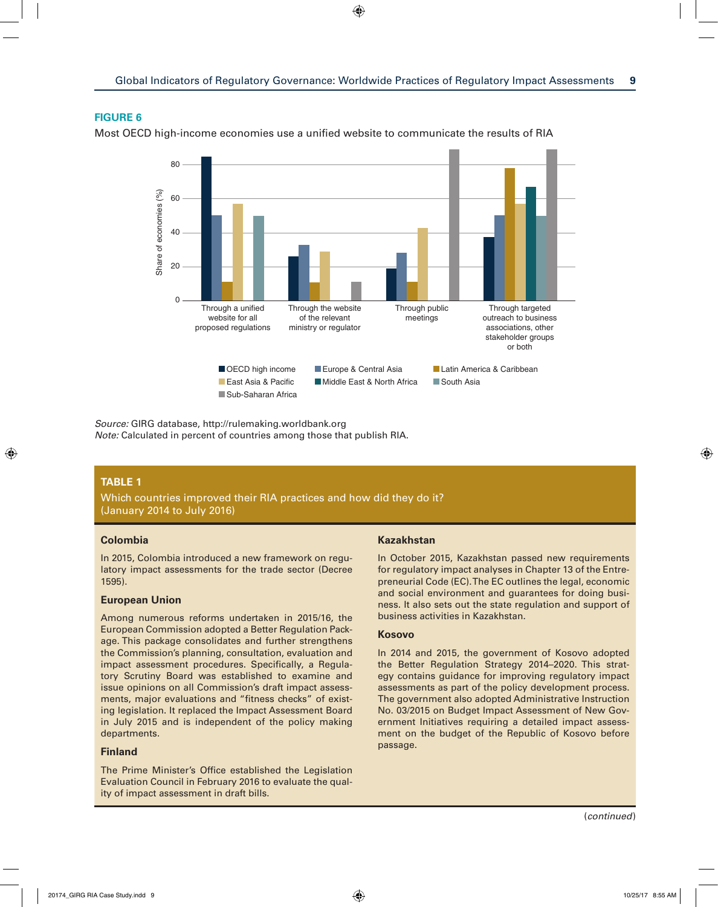**FIGURE 6**

Most OECD high-income economies use a unified website to communicate the results of RIA

*Source:* GIRG database, http://rulemaking.worldbank.org
*Note:* Calculated in percent of countries among those that publish RIA.

**TABLE 1**

Which countries improved their RIA practices and how did they do it?
(January 2014 to July 2016)

### Colombia

In 2015, Colombia introduced a new framework on regulatory impact assessments for the trade sector (Decree 1595).

### European Union

Among numerous reforms undertaken in 2015/16, the European Commission adopted a Better Regulation Package. This package consolidates and further strengthens the Commission's planning, consultation, evaluation and impact assessment procedures. Specifically, a Regulatory Scrutiny Board was established to examine and issue opinions on all Commission's draft impact assessments, major evaluations and "fitness checks" of existing legislation. It replaced the Impact Assessment Board in July 2015 and is independent of the policy making departments.

### Finland

The Prime Minister's Office established the Legislation Evaluation Council in February 2016 to evaluate the quality of impact assessment in draft bills.

### Kazakhstan

In October 2015, Kazakhstan passed new requirements for regulatory impact analyses in Chapter 13 of the Entrepreneurial Code (EC). The EC outlines the legal, economic and social environment and guarantees for doing business. It also sets out the state regulation and support of business activities in Kazakhstan.

### Kosovo

In 2014 and 2015, the government of Kosovo adopted the Better Regulation Strategy 2014–2020. This strategy contains guidance for improving regulatory impact assessments as part of the policy development process. The government also adopted Administrative Instruction No. 03/2015 on Budget Impact Assessment of New Government Initiatives requiring a detailed impact assessment on the budget of the Republic of Kosovo before passage.

(*continued*)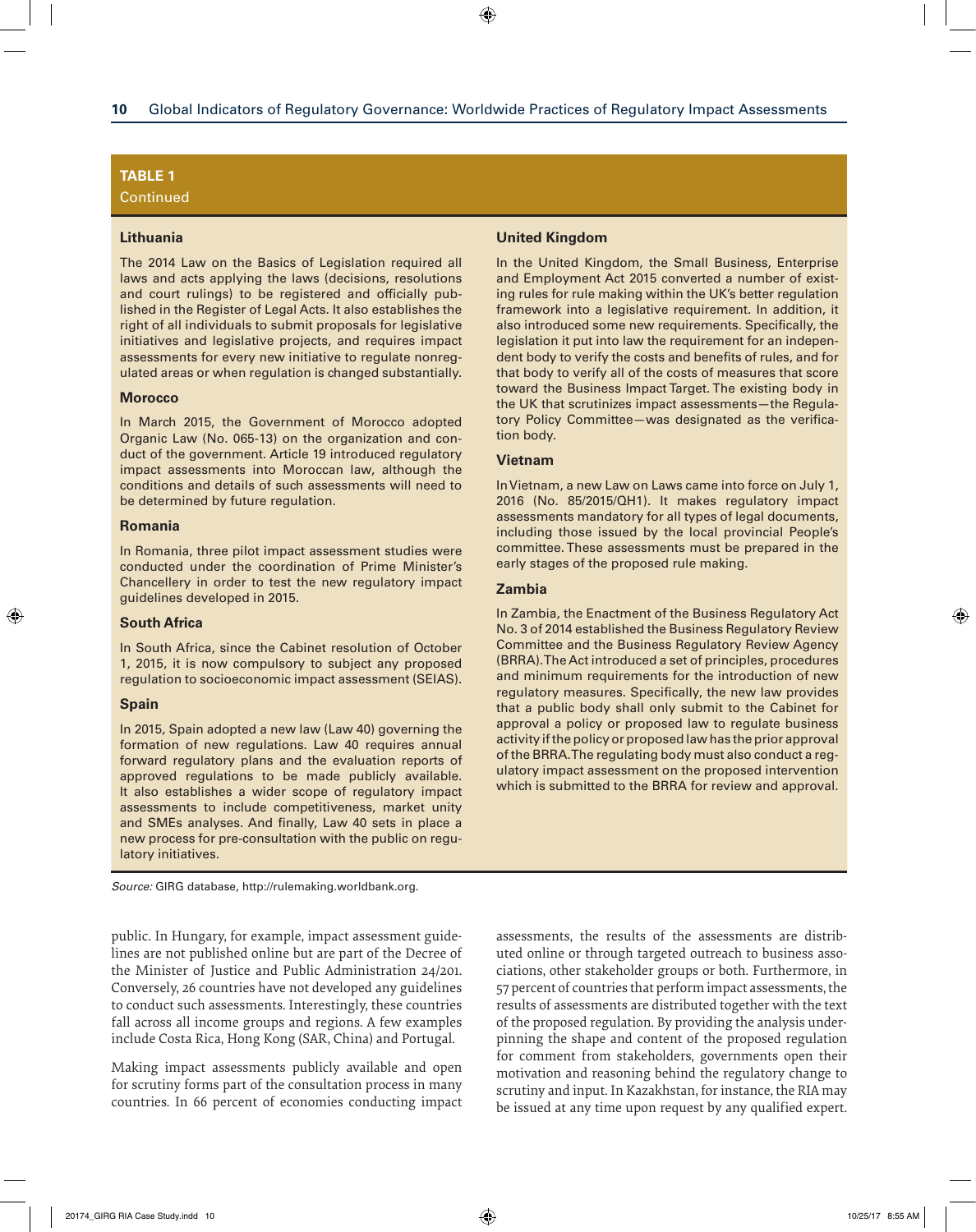**TABLE 1**
Continued

**Lithuania**

The 2014 Law on the Basics of Legislation required all laws and acts applying the laws (decisions, resolutions and court rulings) to be registered and officially published in the Register of Legal Acts. It also establishes the right of all individuals to submit proposals for legislative initiatives and legislative projects, and requires impact assessments for every new initiative to regulate nonregulated areas or when regulation is changed substantially.

**Morocco**

In March 2015, the Government of Morocco adopted Organic Law (No. 065-13) on the organization and conduct of the government. Article 19 introduced regulatory impact assessments into Moroccan law, although the conditions and details of such assessments will need to be determined by future regulation.

**Romania**

In Romania, three pilot impact assessment studies were conducted under the coordination of Prime Minister's Chancellery in order to test the new regulatory impact guidelines developed in 2015.

**South Africa**

In South Africa, since the Cabinet resolution of October 1, 2015, it is now compulsory to subject any proposed regulation to socioeconomic impact assessment (SEIAS).

**Spain**

In 2015, Spain adopted a new law (Law 40) governing the formation of new regulations. Law 40 requires annual forward regulatory plans and the evaluation reports of approved regulations to be made publicly available. It also establishes a wider scope of regulatory impact assessments to include competitiveness, market unity and SMEs analyses. And finally, Law 40 sets in place a new process for pre-consultation with the public on regulatory initiatives.

**United Kingdom**

In the United Kingdom, the Small Business, Enterprise and Employment Act 2015 converted a number of existing rules for rule making within the UK's better regulation framework into a legislative requirement. In addition, it also introduced some new requirements. Specifically, the legislation it put into law the requirement for an independent body to verify the costs and benefits of rules, and for that body to verify all of the costs of measures that score toward the Business Impact Target. The existing body in the UK that scrutinizes impact assessments—the Regulatory Policy Committee—was designated as the verification body.

**Vietnam**

In Vietnam, a new Law on Laws came into force on July 1, 2016 (No. 85/2015/QH1). It makes regulatory impact assessments mandatory for all types of legal documents, including those issued by the local provincial People's committee. These assessments must be prepared in the early stages of the proposed rule making.

**Zambia**

In Zambia, the Enactment of the Business Regulatory Act No. 3 of 2014 established the Business Regulatory Review Committee and the Business Regulatory Review Agency (BRRA). The Act introduced a set of principles, procedures and minimum requirements for the introduction of new regulatory measures. Specifically, the new law provides that a public body shall only submit to the Cabinet for approval a policy or proposed law to regulate business activity if the policy or proposed law has the prior approval of the BRRA. The regulating body must also conduct a regulatory impact assessment on the proposed intervention which is submitted to the BRRA for review and approval.

*Source:* GIRG database, http://rulemaking.worldbank.org.

public. In Hungary, for example, impact assessment guidelines are not published online but are part of the Decree of the Minister of Justice and Public Administration 24/201. Conversely, 26 countries have not developed any guidelines to conduct such assessments. Interestingly, these countries fall across all income groups and regions. A few examples include Costa Rica, Hong Kong (SAR, China) and Portugal.

Making impact assessments publicly available and open for scrutiny forms part of the consultation process in many countries. In 66 percent of economies conducting impact assessments, the results of the assessments are distributed online or through targeted outreach to business associations, other stakeholder groups or both. Furthermore, in 57 percent of countries that perform impact assessments, the results of assessments are distributed together with the text of the proposed regulation. By providing the analysis underpinning the shape and content of the proposed regulation for comment from stakeholders, governments open their motivation and reasoning behind the regulatory change to scrutiny and input. In Kazakhstan, for instance, the RIA may be issued at any time upon request by any qualified expert.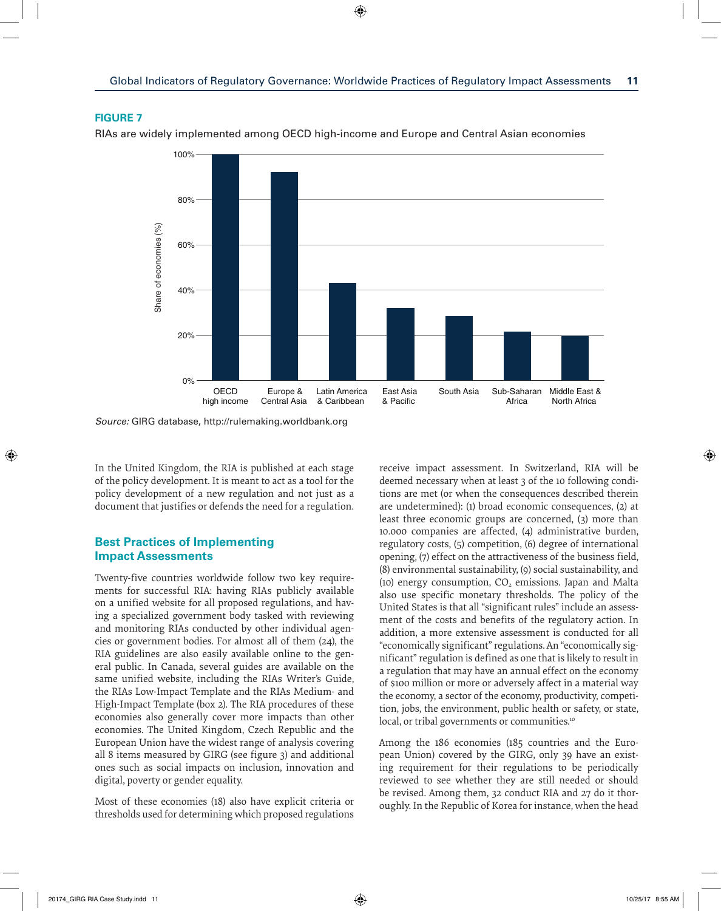**FIGURE 7**

RIAs are widely implemented among OECD high-income and Europe and Central Asian economies

Source: GIRG database, http://rulemaking.worldbank.org

In the United Kingdom, the RIA is published at each stage of the policy development. It is meant to act as a tool for the policy development of a new regulation and not just as a document that justifies or defends the need for a regulation.

## Best Practices of Implementing Impact Assessments

Twenty-five countries worldwide follow two key requirements for successful RIA: having RIAs publicly available on a unified website for all proposed regulations, and having a specialized government body tasked with reviewing and monitoring RIAs conducted by other individual agencies or government bodies. For almost all of them (24), the RIA guidelines are also easily available online to the general public. In Canada, several guides are available on the same unified website, including the RIAs Writer's Guide, the RIAs Low-Impact Template and the RIAs Medium- and High-Impact Template (box 2). The RIA procedures of these economies also generally cover more impacts than other economies. The United Kingdom, Czech Republic and the European Union have the widest range of analysis covering all 8 items measured by GIRG (see figure 3) and additional ones such as social impacts on inclusion, innovation and digital, poverty or gender equality.

Most of these economies (18) also have explicit criteria or thresholds used for determining which proposed regulations receive impact assessment. In Switzerland, RIA will be deemed necessary when at least 3 of the 10 following conditions are met (or when the consequences described therein are undetermined): (1) broad economic consequences, (2) at least three economic groups are concerned, (3) more than 10.000 companies are affected, (4) administrative burden, regulatory costs, (5) competition, (6) degree of international opening, (7) effect on the attractiveness of the business field, (8) environmental sustainability, (9) social sustainability, and (10) energy consumption, $CO_2$ emissions. Japan and Malta also use specific monetary thresholds. The policy of the United States is that all "significant rules" include an assessment of the costs and benefits of the regulatory action. In addition, a more extensive assessment is conducted for all "economically significant" regulations. An "economically significant" regulation is defined as one that is likely to result in a regulation that may have an annual effect on the economy of $100 million or more or adversely affect in a material way the economy, a sector of the economy, productivity, competition, jobs, the environment, public health or safety, or state, local, or tribal governments or communities.[10]

Among the 186 economies (185 countries and the European Union) covered by the GIRG, only 39 have an existing requirement for their regulations to be periodically reviewed to see whether they are still needed or should be revised. Among them, 32 conduct RIA and 27 do it thoroughly. In the Republic of Korea for instance, when the head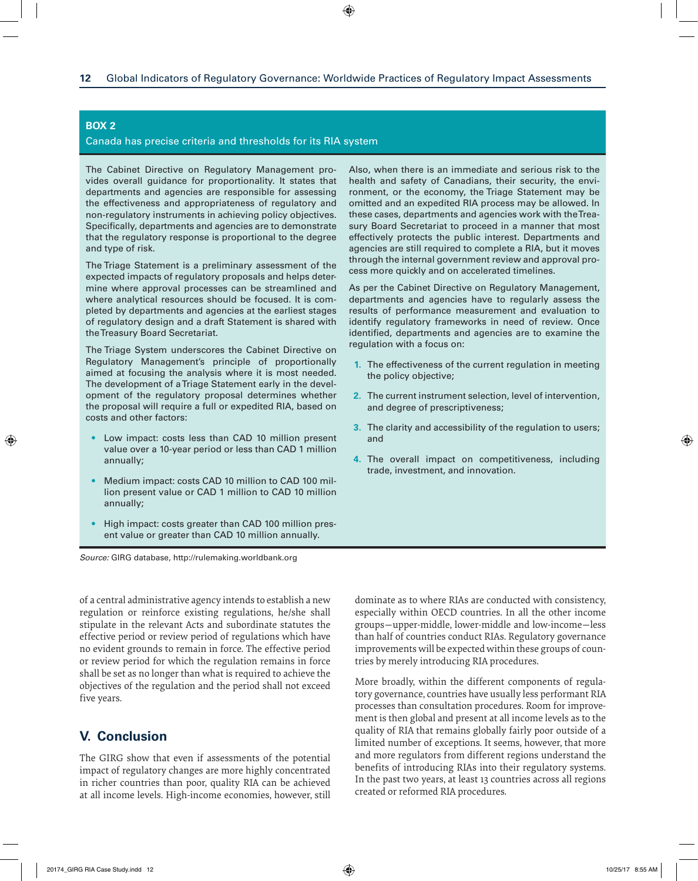**BOX 2**

Canada has precise criteria and thresholds for its RIA system

The Cabinet Directive on Regulatory Management provides overall guidance for proportionality. It states that departments and agencies are responsible for assessing the effectiveness and appropriateness of regulatory and non-regulatory instruments in achieving policy objectives. Specifically, departments and agencies are to demonstrate that the regulatory response is proportional to the degree and type of risk.

The Triage Statement is a preliminary assessment of the expected impacts of regulatory proposals and helps determine where approval processes can be streamlined and where analytical resources should be focused. It is completed by departments and agencies at the earliest stages of regulatory design and a draft Statement is shared with the Treasury Board Secretariat.

The Triage System underscores the Cabinet Directive on Regulatory Management's principle of proportionally aimed at focusing the analysis where it is most needed. The development of a Triage Statement early in the development of the regulatory proposal determines whether the proposal will require a full or expedited RIA, based on costs and other factors:

- Low impact: costs less than CAD 10 million present value over a 10-year period or less than CAD 1 million annually;
- Medium impact: costs CAD 10 million to CAD 100 million present value or CAD 1 million to CAD 10 million annually;
- High impact: costs greater than CAD 100 million present value or greater than CAD 10 million annually.

Also, when there is an immediate and serious risk to the health and safety of Canadians, their security, the environment, or the economy, the Triage Statement may be omitted and an expedited RIA process may be allowed. In these cases, departments and agencies work with the Treasury Board Secretariat to proceed in a manner that most effectively protects the public interest. Departments and agencies are still required to complete a RIA, but it moves through the internal government review and approval process more quickly and on accelerated timelines.

As per the Cabinet Directive on Regulatory Management, departments and agencies have to regularly assess the results of performance measurement and evaluation to identify regulatory frameworks in need of review. Once identified, departments and agencies are to examine the regulation with a focus on:

1. The effectiveness of the current regulation in meeting the policy objective;
2. The current instrument selection, level of intervention, and degree of prescriptiveness;
3. The clarity and accessibility of the regulation to users; and
4. The overall impact on competitiveness, including trade, investment, and innovation.

*Source:* GIRG database, http://rulemaking.worldbank.org

of a central administrative agency intends to establish a new regulation or reinforce existing regulations, he/she shall stipulate in the relevant Acts and subordinate statutes the effective period or review period of regulations which have no evident grounds to remain in force. The effective period or review period for which the regulation remains in force shall be set as no longer than what is required to achieve the objectives of the regulation and the period shall not exceed five years.

## V. Conclusion

The GIRG show that even if assessments of the potential impact of regulatory changes are more highly concentrated in richer countries than poor, quality RIA can be achieved at all income levels. High-income economies, however, still dominate as to where RIAs are conducted with consistency, especially within OECD countries. In all the other income groups—upper-middle, lower-middle and low-income—less than half of countries conduct RIAs. Regulatory governance improvements will be expected within these groups of countries by merely introducing RIA procedures.

More broadly, within the different components of regulatory governance, countries have usually less performant RIA processes than consultation procedures. Room for improvement is then global and present at all income levels as to the quality of RIA that remains globally fairly poor outside of a limited number of exceptions. It seems, however, that more and more regulators from different regions understand the benefits of introducing RIAs into their regulatory systems. In the past two years, at least 13 countries across all regions created or reformed RIA procedures.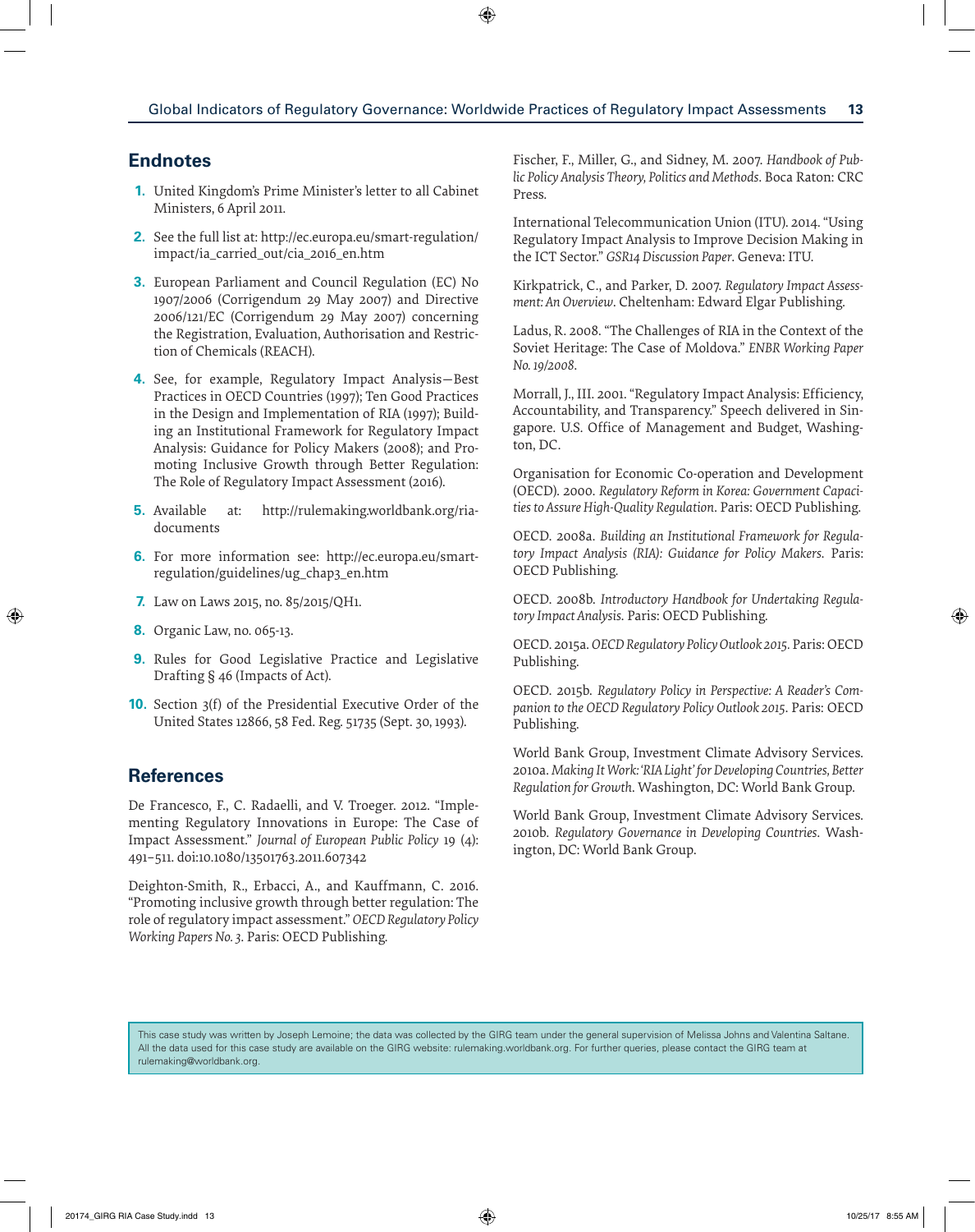## Endnotes

1. United Kingdom's Prime Minister's letter to all Cabinet Ministers, 6 April 2011.
2. See the full list at: http://ec.europa.eu/smart-regulation/impact/ia_carried_out/cia_2016_en.htm
3. European Parliament and Council Regulation (EC) No 1907/2006 (Corrigendum 29 May 2007) and Directive 2006/121/EC (Corrigendum 29 May 2007) concerning the Registration, Evaluation, Authorisation and Restriction of Chemicals (REACH).
4. See, for example, Regulatory Impact Analysis—Best Practices in OECD Countries (1997); Ten Good Practices in the Design and Implementation of RIA (1997); Building an Institutional Framework for Regulatory Impact Analysis: Guidance for Policy Makers (2008); and Promoting Inclusive Growth through Better Regulation: The Role of Regulatory Impact Assessment (2016).
5. Available at: http://rulemaking.worldbank.org/ria-documents
6. For more information see: http://ec.europa.eu/smart-regulation/guidelines/ug_chap3_en.htm
7. Law on Laws 2015, no. 85/2015/QH1.
8. Organic Law, no. 065-13.
9. Rules for Good Legislative Practice and Legislative Drafting § 46 (Impacts of Act).
10. Section 3(f) of the Presidential Executive Order of the United States 12866, 58 Fed. Reg. 51735 (Sept. 30, 1993).

## References

De Francesco, F., C. Radaelli, and V. Troeger. 2012. "Implementing Regulatory Innovations in Europe: The Case of Impact Assessment." *Journal of European Public Policy* 19 (4): 491–511. doi:10.1080/13501763.2011.607342

Deighton-Smith, R., Erbacci, A., and Kauffmann, C. 2016. "Promoting inclusive growth through better regulation: The role of regulatory impact assessment." *OECD Regulatory Policy Working Papers No. 3*. Paris: OECD Publishing.

Fischer, F., Miller, G., and Sidney, M. 2007. *Handbook of Public Policy Analysis Theory, Politics and Methods*. Boca Raton: CRC Press.

International Telecommunication Union (ITU). 2014. "Using Regulatory Impact Analysis to Improve Decision Making in the ICT Sector." *GSR14 Discussion Paper*. Geneva: ITU.

Kirkpatrick, C., and Parker, D. 2007. *Regulatory Impact Assessment: An Overview*. Cheltenham: Edward Elgar Publishing.

Ladus, R. 2008. "The Challenges of RIA in the Context of the Soviet Heritage: The Case of Moldova." *ENBR Working Paper No. 19/2008*.

Morrall, J., III. 2001. "Regulatory Impact Analysis: Efficiency, Accountability, and Transparency." Speech delivered in Singapore. U.S. Office of Management and Budget, Washington, DC.

Organisation for Economic Co-operation and Development (OECD). 2000. *Regulatory Reform in Korea: Government Capacities to Assure High-Quality Regulation*. Paris: OECD Publishing.

OECD. 2008a. *Building an Institutional Framework for Regulatory Impact Analysis (RIA): Guidance for Policy Makers*. Paris: OECD Publishing.

OECD. 2008b. *Introductory Handbook for Undertaking Regulatory Impact Analysis*. Paris: OECD Publishing.

OECD. 2015a. *OECD Regulatory Policy Outlook 2015*. Paris: OECD Publishing.

OECD. 2015b. *Regulatory Policy in Perspective: A Reader's Companion to the OECD Regulatory Policy Outlook 2015*. Paris: OECD Publishing.

World Bank Group, Investment Climate Advisory Services. 2010a. *Making It Work: 'RIA Light' for Developing Countries, Better Regulation for Growth*. Washington, DC: World Bank Group.

World Bank Group, Investment Climate Advisory Services. 2010b. *Regulatory Governance in Developing Countries*. Washington, DC: World Bank Group.

This case study was written by Joseph Lemoine; the data was collected by the GIRG team under the general supervision of Melissa Johns and Valentina Saltane. All the data used for this case study are available on the GIRG website: rulemaking.worldbank.org. For further queries, please contact the GIRG team at rulemaking@worldbank.org.